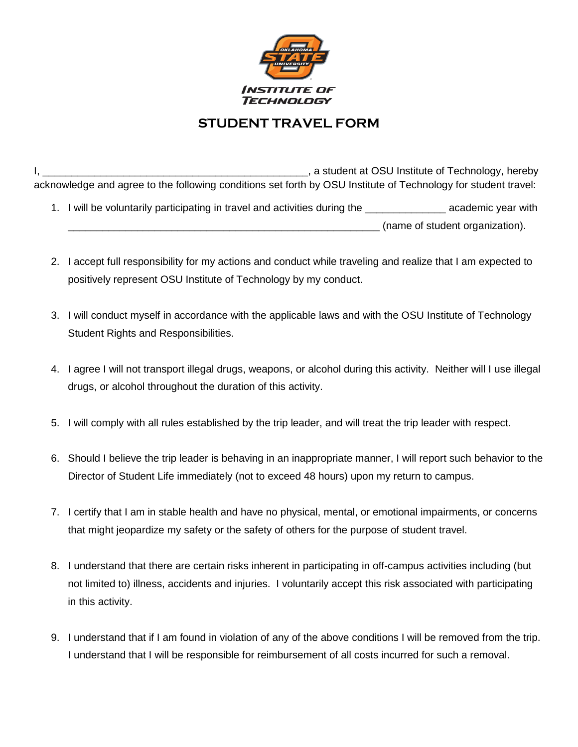# STUDENT TRAVEL FORM

I, _______________________________________________, a student at OSU Institute of Technology, hereby acknowledge and agree to the following conditions set forth by OSU Institute of Technology for student travel:

1. I will be voluntarily participating in travel and activities during the ______________ academic year with _________________________________________________________ (name of student organization).

2. I accept full responsibility for my actions and conduct while traveling and realize that I am expected to positively represent OSU Institute of Technology by my conduct.

3. I will conduct myself in accordance with the applicable laws and with the OSU Institute of Technology Student Rights and Responsibilities.

4. I agree I will not transport illegal drugs, weapons, or alcohol during this activity. Neither will I use illegal drugs, or alcohol throughout the duration of this activity.

5. I will comply with all rules established by the trip leader, and will treat the trip leader with respect.

6. Should I believe the trip leader is behaving in an inappropriate manner, I will report such behavior to the Director of Student Life immediately (not to exceed 48 hours) upon my return to campus.

7. I certify that I am in stable health and have no physical, mental, or emotional impairments, or concerns that might jeopardize my safety or the safety of others for the purpose of student travel.

8. I understand that there are certain risks inherent in participating in off-campus activities including (but not limited to) illness, accidents and injuries. I voluntarily accept this risk associated with participating in this activity.

9. I understand that if I am found in violation of any of the above conditions I will be removed from the trip. I understand that I will be responsible for reimbursement of all costs incurred for such a removal.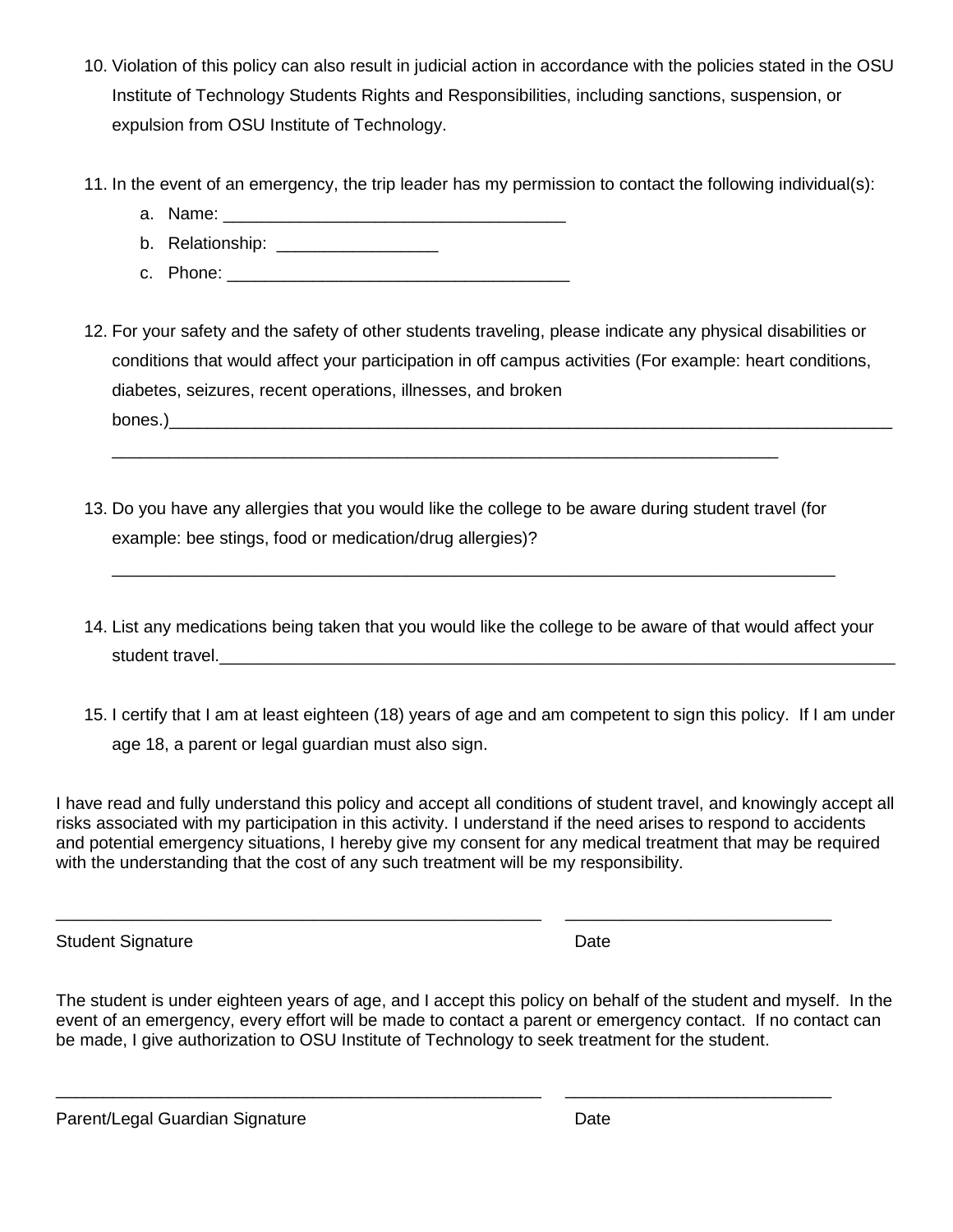10. Violation of this policy can also result in judicial action in accordance with the policies stated in the OSU Institute of Technology Students Rights and Responsibilities, including sanctions, suspension, or expulsion from OSU Institute of Technology.

11. In the event of an emergency, the trip leader has my permission to contact the following individual(s):
    a. Name: ____________________________________
    b. Relationship: _________________
    c. Phone: ____________________________________

12. For your safety and the safety of other students traveling, please indicate any physical disabilities or conditions that would affect your participation in off campus activities (For example: heart conditions, diabetes, seizures, recent operations, illnesses, and broken bones.)_____________________________________________________________________________

    _______________________________________________________________________

13. Do you have any allergies that you would like the college to be aware during student travel (for example: bee stings, food or medication/drug allergies)?

    _____________________________________________________________________________

14. List any medications being taken that you would like the college to be aware of that would affect your student travel._____________________________________________________________________________

15. I certify that I am at least eighteen (18) years of age and am competent to sign this policy. If I am under age 18, a parent or legal guardian must also sign.

I have read and fully understand this policy and accept all conditions of student travel, and knowingly accept all risks associated with my participation in this activity. I understand if the need arises to respond to accidents and potential emergency situations, I hereby give my consent for any medical treatment that may be required with the understanding that the cost of any such treatment will be my responsibility.

_____________________________________________________ ____________________________

Student Signature Date

The student is under eighteen years of age, and I accept this policy on behalf of the student and myself. In the event of an emergency, every effort will be made to contact a parent or emergency contact. If no contact can be made, I give authorization to OSU Institute of Technology to seek treatment for the student.

_____________________________________________________ ____________________________

Parent/Legal Guardian Signature Date